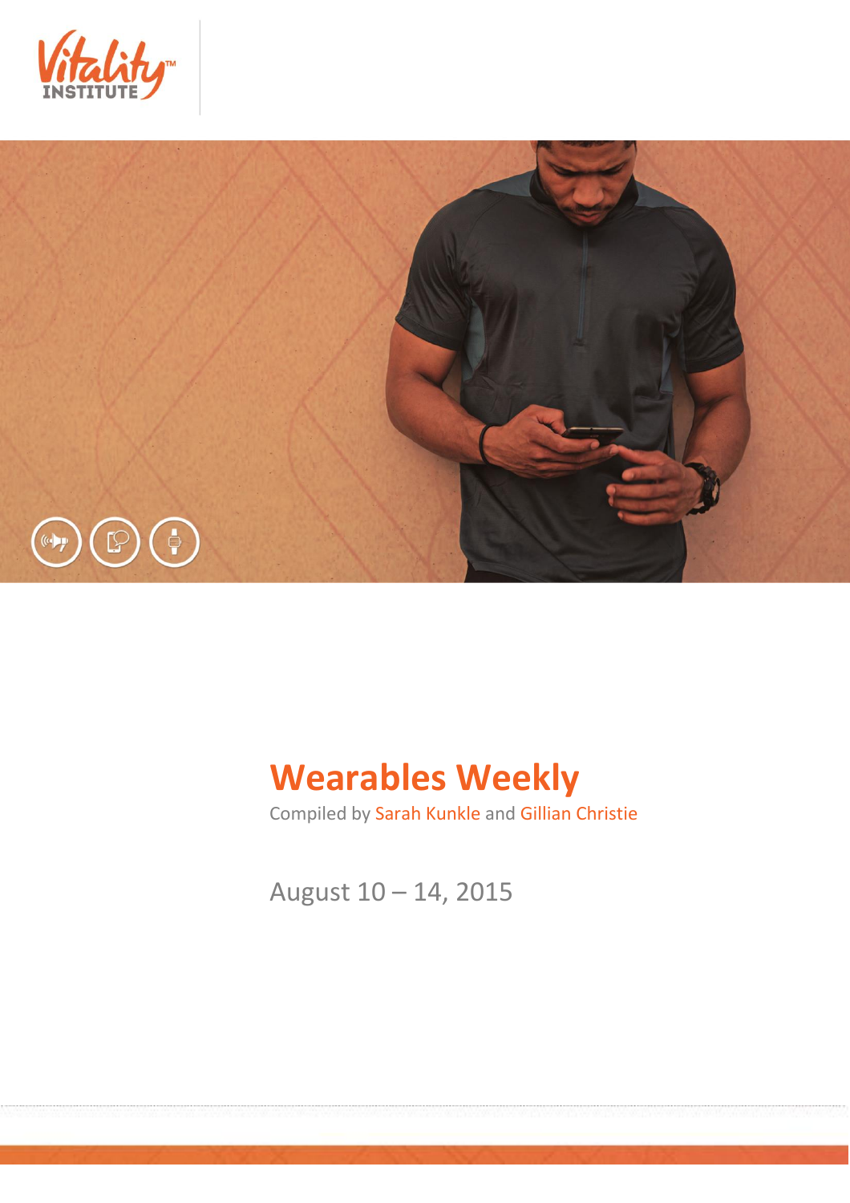# Wearables Weekly

Compiled by Sarah Kunkle and Gillian Christie

August 10 – 14, 2015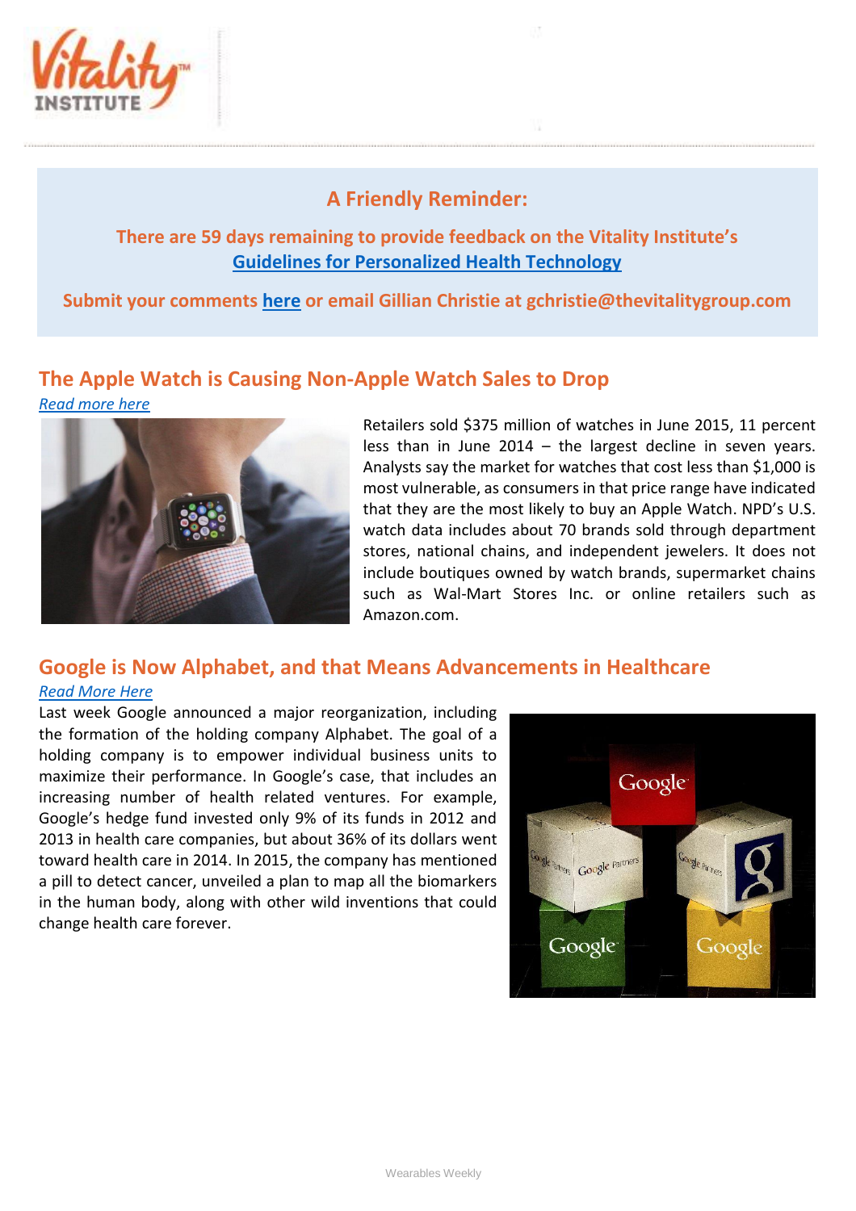## A Friendly Reminder:

**There are 59 days remaining to provide feedback on the Vitality Institute's [Guidelines for Personalized Health Technology]()**

**Submit your comments [here]() or email Gillian Christie at gchristie@thevitalitygroup.com**

## The Apple Watch is Causing Non-Apple Watch Sales to Drop

*[Read more here]()*

Retailers sold $375 million of watches in June 2015, 11 percent less than in June 2014 – the largest decline in seven years. Analysts say the market for watches that cost less than $1,000 is most vulnerable, as consumers in that price range have indicated that they are the most likely to buy an Apple Watch. NPD's U.S. watch data includes about 70 brands sold through department stores, national chains, and independent jewelers. It does not include boutiques owned by watch brands, supermarket chains such as Wal-Mart Stores Inc. or online retailers such as Amazon.com.

## Google is Now Alphabet, and that Means Advancements in Healthcare

*[Read More Here]()*

Last week Google announced a major reorganization, including the formation of the holding company Alphabet. The goal of a holding company is to empower individual business units to maximize their performance. In Google's case, that includes an increasing number of health related ventures. For example, Google's hedge fund invested only 9% of its funds in 2012 and 2013 in health care companies, but about 36% of its dollars went toward health care in 2014. In 2015, the company has mentioned a pill to detect cancer, unveiled a plan to map all the biomarkers in the human body, along with other wild inventions that could change health care forever.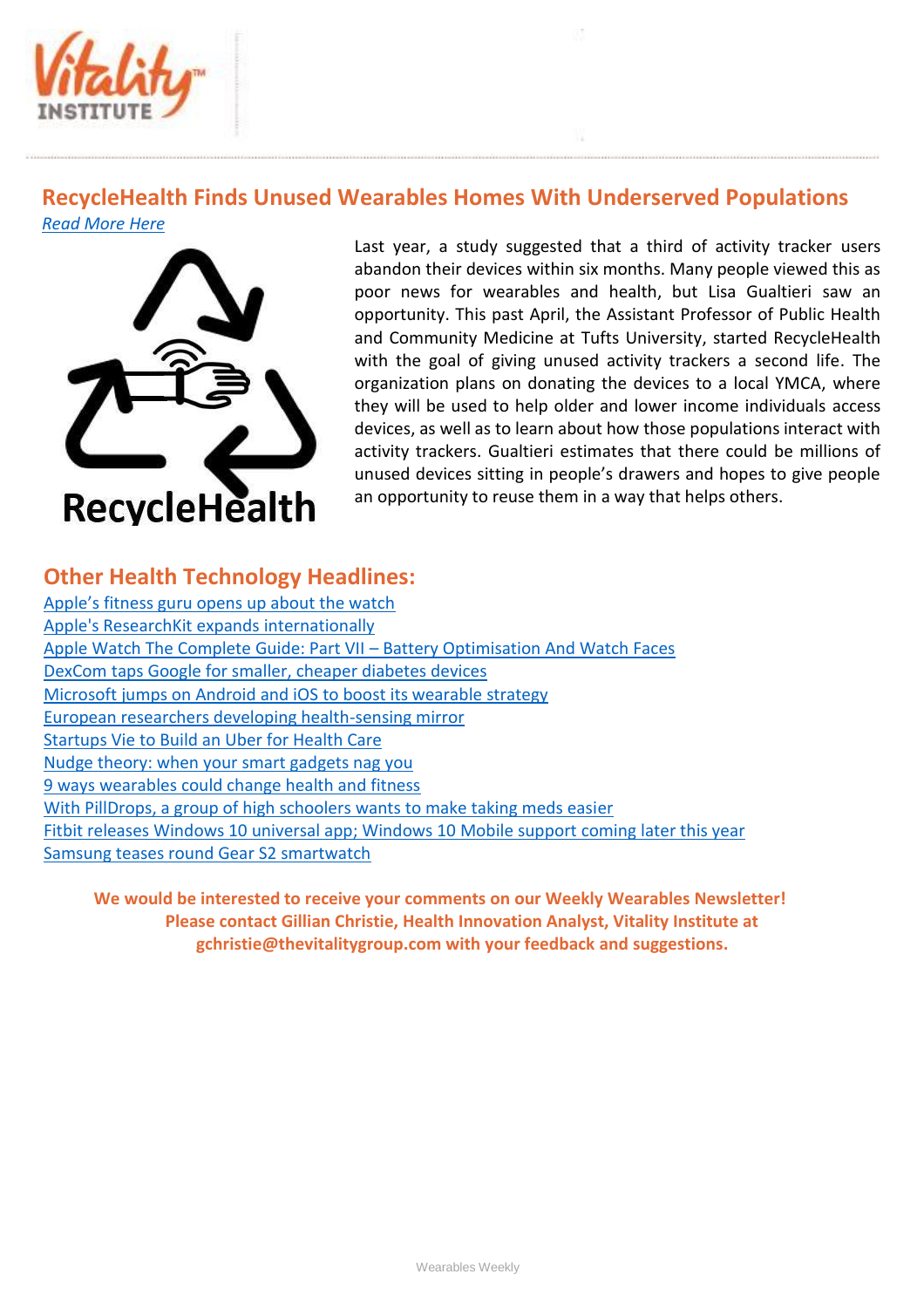## RecycleHealth Finds Unused Wearables Homes With Underserved Populations

*Read More Here*

Last year, a study suggested that a third of activity tracker users abandon their devices within six months. Many people viewed this as poor news for wearables and health, but Lisa Gualtieri saw an opportunity. This past April, the Assistant Professor of Public Health and Community Medicine at Tufts University, started RecycleHealth with the goal of giving unused activity trackers a second life. The organization plans on donating the devices to a local YMCA, where they will be used to help older and lower income individuals access devices, as well as to learn about how those populations interact with activity trackers. Gualtieri estimates that there could be millions of unused devices sitting in people's drawers and hopes to give people an opportunity to reuse them in a way that helps others.

## Other Health Technology Headlines:

- Apple's fitness guru opens up about the watch
- Apple's ResearchKit expands internationally
- Apple Watch The Complete Guide: Part VII – Battery Optimisation And Watch Faces
- DexCom taps Google for smaller, cheaper diabetes devices
- Microsoft jumps on Android and iOS to boost its wearable strategy
- European researchers developing health-sensing mirror
- Startups Vie to Build an Uber for Health Care
- Nudge theory: when your smart gadgets nag you
- 9 ways wearables could change health and fitness
- With PillDrops, a group of high schoolers wants to make taking meds easier
- Fitbit releases Windows 10 universal app; Windows 10 Mobile support coming later this year
- Samsung teases round Gear S2 smartwatch

**We would be interested to receive your comments on our Weekly Wearables Newsletter! Please contact Gillian Christie, Health Innovation Analyst, Vitality Institute at gchristie@thevitalitygroup.com with your feedback and suggestions.**